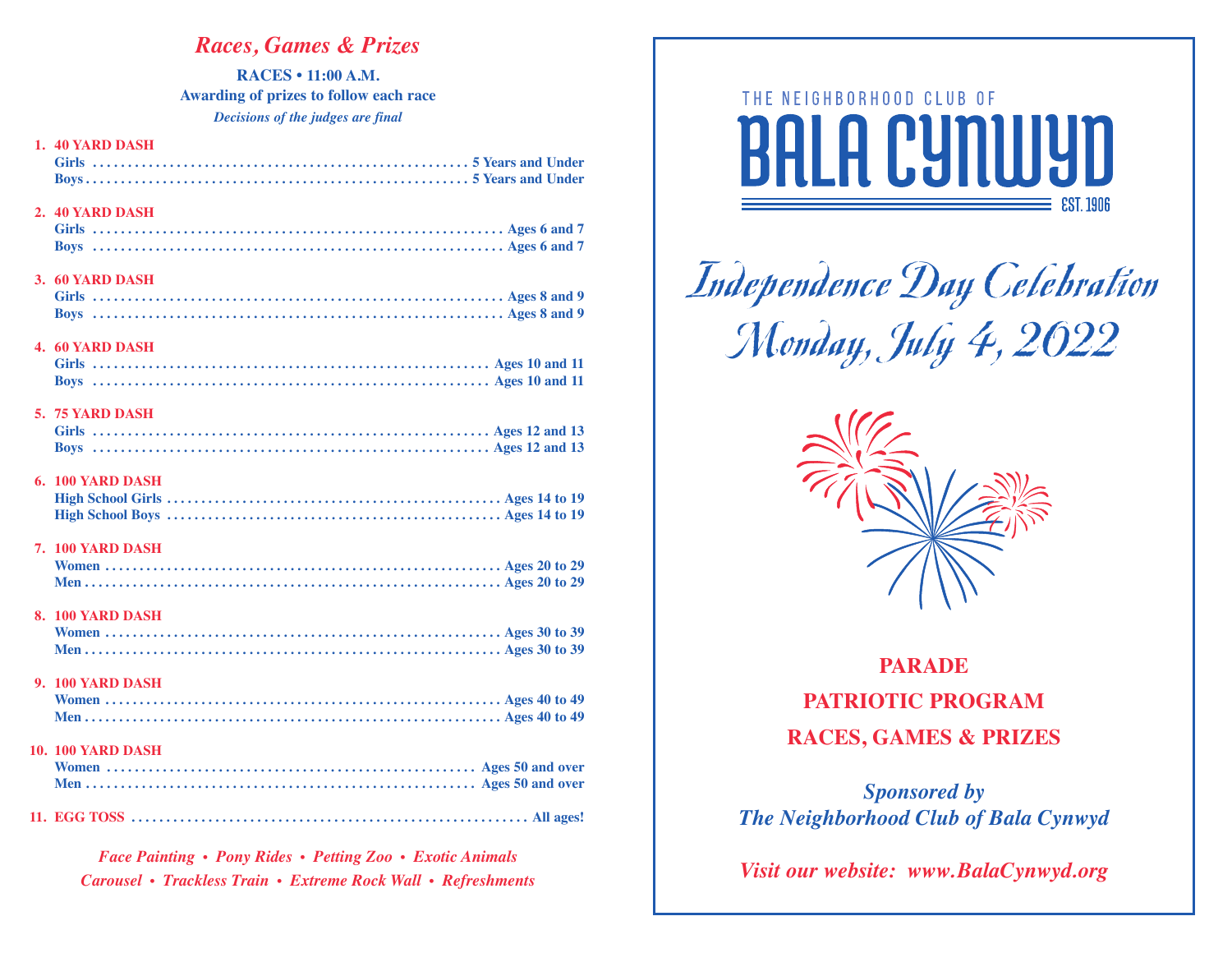## *Races, Games & Prizes*

**RACES • 11:00 A.M.**

**Awarding of prizes to follow each race**

***Decisions of the judges are final***

**1. 40 YARD DASH**
- **Girls** ........ **5 Years and Under**
- **Boys** ........ **5 Years and Under**

**2. 40 YARD DASH**
- **Girls** ........ **Ages 6 and 7**
- **Boys** ........ **Ages 6 and 7**

**3. 60 YARD DASH**
- **Girls** ........ **Ages 8 and 9**
- **Boys** ........ **Ages 8 and 9**

**4. 60 YARD DASH**
- **Girls** ........ **Ages 10 and 11**
- **Boys** ........ **Ages 10 and 11**

**5. 75 YARD DASH**
- **Girls** ........ **Ages 12 and 13**
- **Boys** ........ **Ages 12 and 13**

**6. 100 YARD DASH**
- **High School Girls** ........ **Ages 14 to 19**
- **High School Boys** ........ **Ages 14 to 19**

**7. 100 YARD DASH**
- **Women** ........ **Ages 20 to 29**
- **Men** ........ **Ages 20 to 29**

**8. 100 YARD DASH**
- **Women** ........ **Ages 30 to 39**
- **Men** ........ **Ages 30 to 39**

**9. 100 YARD DASH**
- **Women** ........ **Ages 40 to 49**
- **Men** ........ **Ages 40 to 49**

**10. 100 YARD DASH**
- **Women** ........ **Ages 50 and over**
- **Men** ........ **Ages 50 and over**

**11. EGG TOSS** ........ **All ages!**

***Face Painting • Pony Rides • Petting Zoo • Exotic Animals***

***Carousel • Trackless Train • Extreme Rock Wall • Refreshments***

THE NEIGHBORHOOD CLUB OF

# BALA CYNWYD

EST. 1906

## *Independence Day Celebration*
## *Monday, July 4, 2022*

**PARADE**

**PATRIOTIC PROGRAM**

**RACES, GAMES & PRIZES**

***Sponsored by***
***The Neighborhood Club of Bala Cynwyd***

***Visit our website: www.BalaCynwyd.org***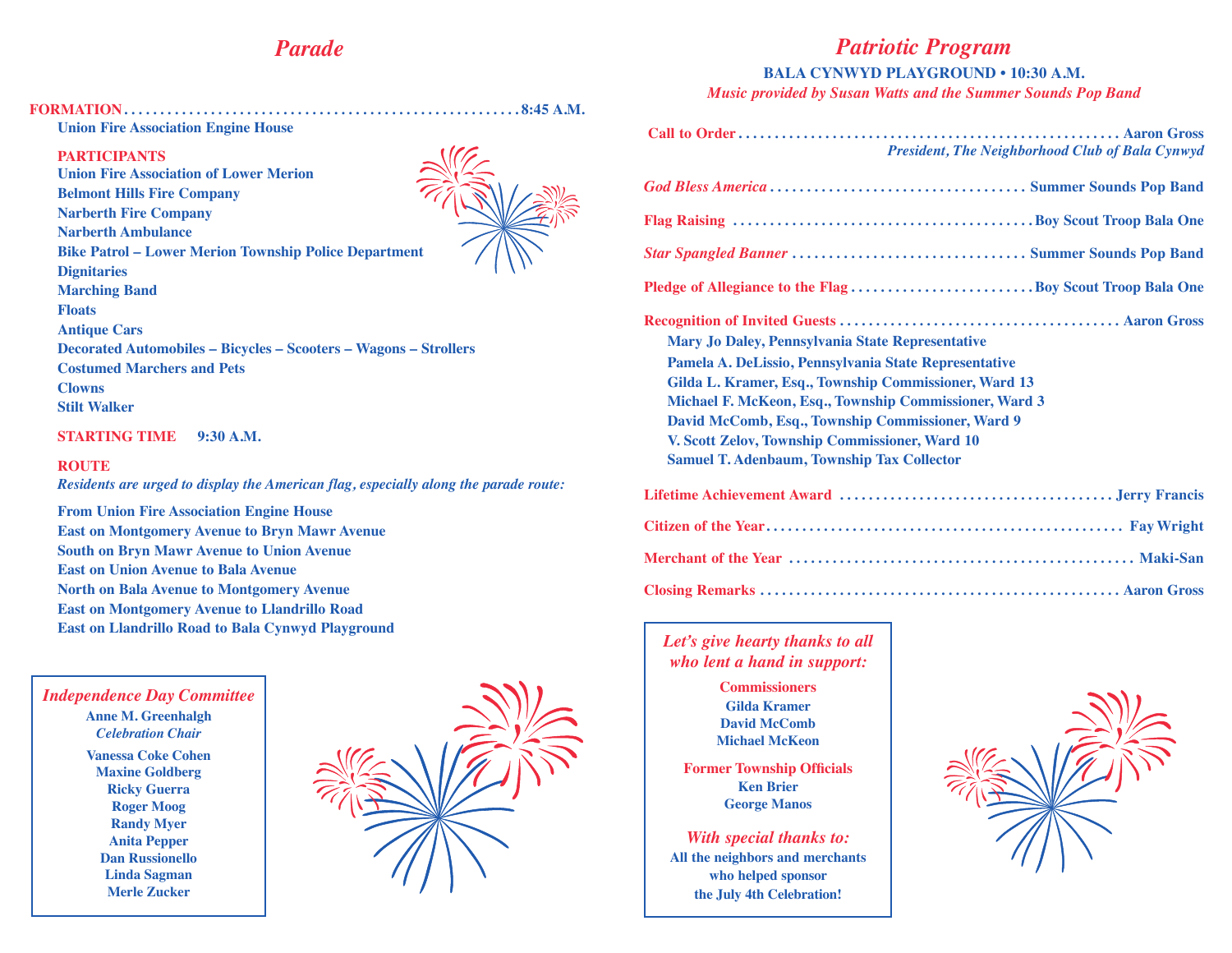## *Parade*

**FORMATION** . . . . . . . . . . . . . . . . . . . . . . . . . . . . . . . . . . . . . . . . . . . . . . . . . . . . . **8:45 A.M.**

**Union Fire Association Engine House**

**PARTICIPANTS**

**Union Fire Association of Lower Merion**
**Belmont Hills Fire Company**
**Narberth Fire Company**
**Narberth Ambulance**
**Bike Patrol – Lower Merion Township Police Department**
**Dignitaries**
**Marching Band**
**Floats**
**Antique Cars**
**Decorated Automobiles – Bicycles – Scooters – Wagons – Strollers**
**Costumed Marchers and Pets**
**Clowns**
**Stilt Walker**

**STARTING TIME** **9:30 A.M.**

**ROUTE**

***Residents are urged to display the American flag, especially along the parade route:***

**From Union Fire Association Engine House**
**East on Montgomery Avenue to Bryn Mawr Avenue**
**South on Bryn Mawr Avenue to Union Avenue**
**East on Union Avenue to Bala Avenue**
**North on Bala Avenue to Montgomery Avenue**
**East on Montgomery Avenue to Llandrillo Road**
**East on Llandrillo Road to Bala Cynwyd Playground**

***Independence Day Committee***

**Anne M. Greenhalgh**
***Celebration Chair***

**Vanessa Coke Cohen**
**Maxine Goldberg**
**Ricky Guerra**
**Roger Moog**
**Randy Myer**
**Anita Pepper**
**Dan Russionello**
**Linda Sagman**
**Merle Zucker**

## *Patriotic Program*

**BALA CYNWYD PLAYGROUND • 10:30 A.M.**

***Music provided by Susan Watts and the Summer Sounds Pop Band***

**Call to Order** . . . . . . . . . . . . . . . . . . . . . . . . . . . . . . . . . . . . . . . . . . . . . . . . . . . . **Aaron Gross**
***President, The Neighborhood Club of Bala Cynwyd***

***God Bless America*** . . . . . . . . . . . . . . . . . . . . . . . . . . . . . . . . . . **Summer Sounds Pop Band**

**Flag Raising** . . . . . . . . . . . . . . . . . . . . . . . . . . . . . . . . . . . . . . . . **Boy Scout Troop Bala One**

***Star Spangled Banner*** . . . . . . . . . . . . . . . . . . . . . . . . . . . . . . . . **Summer Sounds Pop Band**

**Pledge of Allegiance to the Flag** . . . . . . . . . . . . . . . . . . . . . . . . . **Boy Scout Troop Bala One**

**Recognition of Invited Guests** . . . . . . . . . . . . . . . . . . . . . . . . . . . . . . . . . . . . . . **Aaron Gross**

**Mary Jo Daley, Pennsylvania State Representative**
**Pamela A. DeLissio, Pennsylvania State Representative**
**Gilda L. Kramer, Esq., Township Commissioner, Ward 13**
**Michael F. McKeon, Esq., Township Commissioner, Ward 3**
**David McComb, Esq., Township Commissioner, Ward 9**
**V. Scott Zelov, Township Commissioner, Ward 10**
**Samuel T. Adenbaum, Township Tax Collector**

**Lifetime Achievement Award** . . . . . . . . . . . . . . . . . . . . . . . . . . . . . . . . . . . . . **Jerry Francis**

**Citizen of the Year** . . . . . . . . . . . . . . . . . . . . . . . . . . . . . . . . . . . . . . . . . . . . . . . . . . **Fay Wright**

**Merchant of the Year** . . . . . . . . . . . . . . . . . . . . . . . . . . . . . . . . . . . . . . . . . . . . . . . . **Maki-San**

**Closing Remarks** . . . . . . . . . . . . . . . . . . . . . . . . . . . . . . . . . . . . . . . . . . . . . . . . . **Aaron Gross**

***Let's give hearty thanks to all who lent a hand in support:***

**Commissioners**
**Gilda Kramer**
**David McComb**
**Michael McKeon**

**Former Township Officials**
**Ken Brier**
**George Manos**

***With special thanks to:***
**All the neighbors and merchants who helped sponsor the July 4th Celebration!**